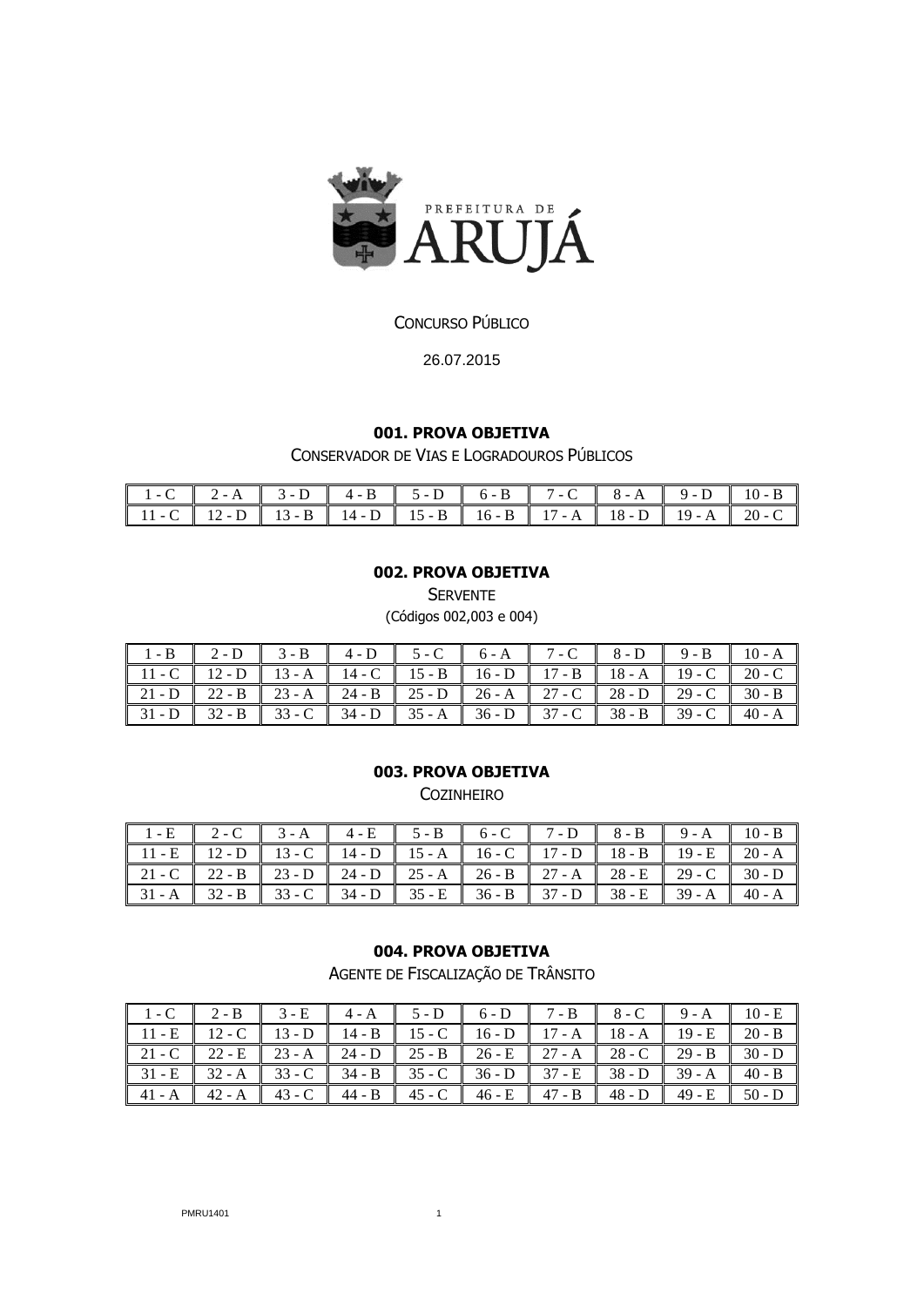PREFEITURA DE ARUJÁ

CONCURSO PÚBLICO

26.07.2015

## 001. PROVA OBJETIVA

CONSERVADOR DE VIAS E LOGRADOUROS PÚBLICOS

| | | | | | | | | | |
|---|---|---|---|---|---|---|---|---|---|
| 1 - C | 2 - A | 3 - D | 4 - B | 5 - D | 6 - B | 7 - C | 8 - A | 9 - D | 10 - B |
| 11 - C | 12 - D | 13 - B | 14 - D | 15 - B | 16 - B | 17 - A | 18 - D | 19 - A | 20 - C |

## 002. PROVA OBJETIVA

SERVENTE

(Códigos 002,003 e 004)

| | | | | | | | | | |
|---|---|---|---|---|---|---|---|---|---|
| 1 - B | 2 - D | 3 - B | 4 - D | 5 - C | 6 - A | 7 - C | 8 - D | 9 - B | 10 - A |
| 11 - C | 12 - D | 13 - A | 14 - C | 15 - B | 16 - D | 17 - B | 18 - A | 19 - C | 20 - C |
| 21 - D | 22 - B | 23 - A | 24 - B | 25 - D | 26 - A | 27 - C | 28 - D | 29 - C | 30 - B |
| 31 - D | 32 - B | 33 - C | 34 - D | 35 - A | 36 - D | 37 - C | 38 - B | 39 - C | 40 - A |

## 003. PROVA OBJETIVA

COZINHEIRO

| | | | | | | | | | |
|---|---|---|---|---|---|---|---|---|---|
| 1 - E | 2 - C | 3 - A | 4 - E | 5 - B | 6 - C | 7 - D | 8 - B | 9 - A | 10 - B |
| 11 - E | 12 - D | 13 - C | 14 - D | 15 - A | 16 - C | 17 - D | 18 - B | 19 - E | 20 - A |
| 21 - C | 22 - B | 23 - D | 24 - D | 25 - A | 26 - B | 27 - A | 28 - E | 29 - C | 30 - D |
| 31 - A | 32 - B | 33 - C | 34 - D | 35 - E | 36 - B | 37 - D | 38 - E | 39 - A | 40 - A |

## 004. PROVA OBJETIVA

AGENTE DE FISCALIZAÇÃO DE TRÂNSITO

| | | | | | | | | | |
|---|---|---|---|---|---|---|---|---|---|
| 1 - C | 2 - B | 3 - E | 4 - A | 5 - D | 6 - D | 7 - B | 8 - C | 9 - A | 10 - E |
| 11 - E | 12 - C | 13 - D | 14 - B | 15 - C | 16 - D | 17 - A | 18 - A | 19 - E | 20 - B |
| 21 - C | 22 - E | 23 - A | 24 - D | 25 - B | 26 - E | 27 - A | 28 - C | 29 - B | 30 - D |
| 31 - E | 32 - A | 33 - C | 34 - B | 35 - C | 36 - D | 37 - E | 38 - D | 39 - A | 40 - B |
| 41 - A | 42 - A | 43 - C | 44 - B | 45 - C | 46 - E | 47 - B | 48 - D | 49 - E | 50 - D |

PMRU1401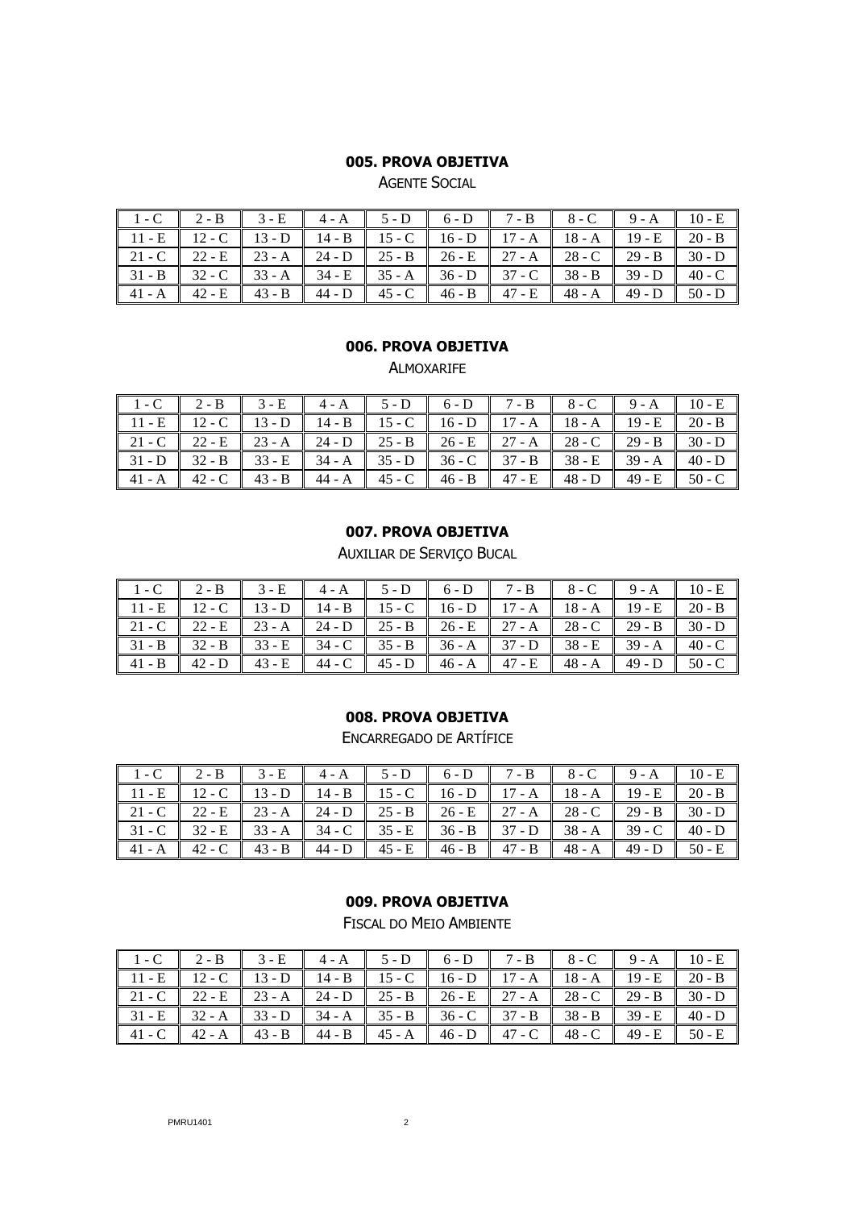## 005. PROVA OBJETIVA

AGENTE SOCIAL

| 1 - C | 2 - B | 3 - E | 4 - A | 5 - D | 6 - D | 7 - B | 8 - C | 9 - A | 10 - E |
|---|---|---|---|---|---|---|---|---|---|
| 11 - E | 12 - C | 13 - D | 14 - B | 15 - C | 16 - D | 17 - A | 18 - A | 19 - E | 20 - B |
| 21 - C | 22 - E | 23 - A | 24 - D | 25 - B | 26 - E | 27 - A | 28 - C | 29 - B | 30 - D |
| 31 - B | 32 - C | 33 - A | 34 - E | 35 - A | 36 - D | 37 - C | 38 - B | 39 - D | 40 - C |
| 41 - A | 42 - E | 43 - B | 44 - D | 45 - C | 46 - B | 47 - E | 48 - A | 49 - D | 50 - D |

## 006. PROVA OBJETIVA

ALMOXARIFE

| 1 - C | 2 - B | 3 - E | 4 - A | 5 - D | 6 - D | 7 - B | 8 - C | 9 - A | 10 - E |
|---|---|---|---|---|---|---|---|---|---|
| 11 - E | 12 - C | 13 - D | 14 - B | 15 - C | 16 - D | 17 - A | 18 - A | 19 - E | 20 - B |
| 21 - C | 22 - E | 23 - A | 24 - D | 25 - B | 26 - E | 27 - A | 28 - C | 29 - B | 30 - D |
| 31 - D | 32 - B | 33 - E | 34 - A | 35 - D | 36 - C | 37 - B | 38 - E | 39 - A | 40 - D |
| 41 - A | 42 - C | 43 - B | 44 - A | 45 - C | 46 - B | 47 - E | 48 - D | 49 - E | 50 - C |

## 007. PROVA OBJETIVA

AUXILIAR DE SERVIÇO BUCAL

| 1 - C | 2 - B | 3 - E | 4 - A | 5 - D | 6 - D | 7 - B | 8 - C | 9 - A | 10 - E |
|---|---|---|---|---|---|---|---|---|---|
| 11 - E | 12 - C | 13 - D | 14 - B | 15 - C | 16 - D | 17 - A | 18 - A | 19 - E | 20 - B |
| 21 - C | 22 - E | 23 - A | 24 - D | 25 - B | 26 - E | 27 - A | 28 - C | 29 - B | 30 - D |
| 31 - B | 32 - B | 33 - E | 34 - C | 35 - B | 36 - A | 37 - D | 38 - E | 39 - A | 40 - C |
| 41 - B | 42 - D | 43 - E | 44 - C | 45 - D | 46 - A | 47 - E | 48 - A | 49 - D | 50 - C |

## 008. PROVA OBJETIVA

ENCARREGADO DE ARTÍFICE

| 1 - C | 2 - B | 3 - E | 4 - A | 5 - D | 6 - D | 7 - B | 8 - C | 9 - A | 10 - E |
|---|---|---|---|---|---|---|---|---|---|
| 11 - E | 12 - C | 13 - D | 14 - B | 15 - C | 16 - D | 17 - A | 18 - A | 19 - E | 20 - B |
| 21 - C | 22 - E | 23 - A | 24 - D | 25 - B | 26 - E | 27 - A | 28 - C | 29 - B | 30 - D |
| 31 - C | 32 - E | 33 - A | 34 - C | 35 - E | 36 - B | 37 - D | 38 - A | 39 - C | 40 - D |
| 41 - A | 42 - C | 43 - B | 44 - D | 45 - E | 46 - B | 47 - B | 48 - A | 49 - D | 50 - E |

## 009. PROVA OBJETIVA

FISCAL DO MEIO AMBIENTE

| 1 - C | 2 - B | 3 - E | 4 - A | 5 - D | 6 - D | 7 - B | 8 - C | 9 - A | 10 - E |
|---|---|---|---|---|---|---|---|---|---|
| 11 - E | 12 - C | 13 - D | 14 - B | 15 - C | 16 - D | 17 - A | 18 - A | 19 - E | 20 - B |
| 21 - C | 22 - E | 23 - A | 24 - D | 25 - B | 26 - E | 27 - A | 28 - C | 29 - B | 30 - D |
| 31 - E | 32 - A | 33 - D | 34 - A | 35 - B | 36 - C | 37 - B | 38 - B | 39 - E | 40 - D |
| 41 - C | 42 - A | 43 - B | 44 - B | 45 - A | 46 - D | 47 - C | 48 - C | 49 - E | 50 - E |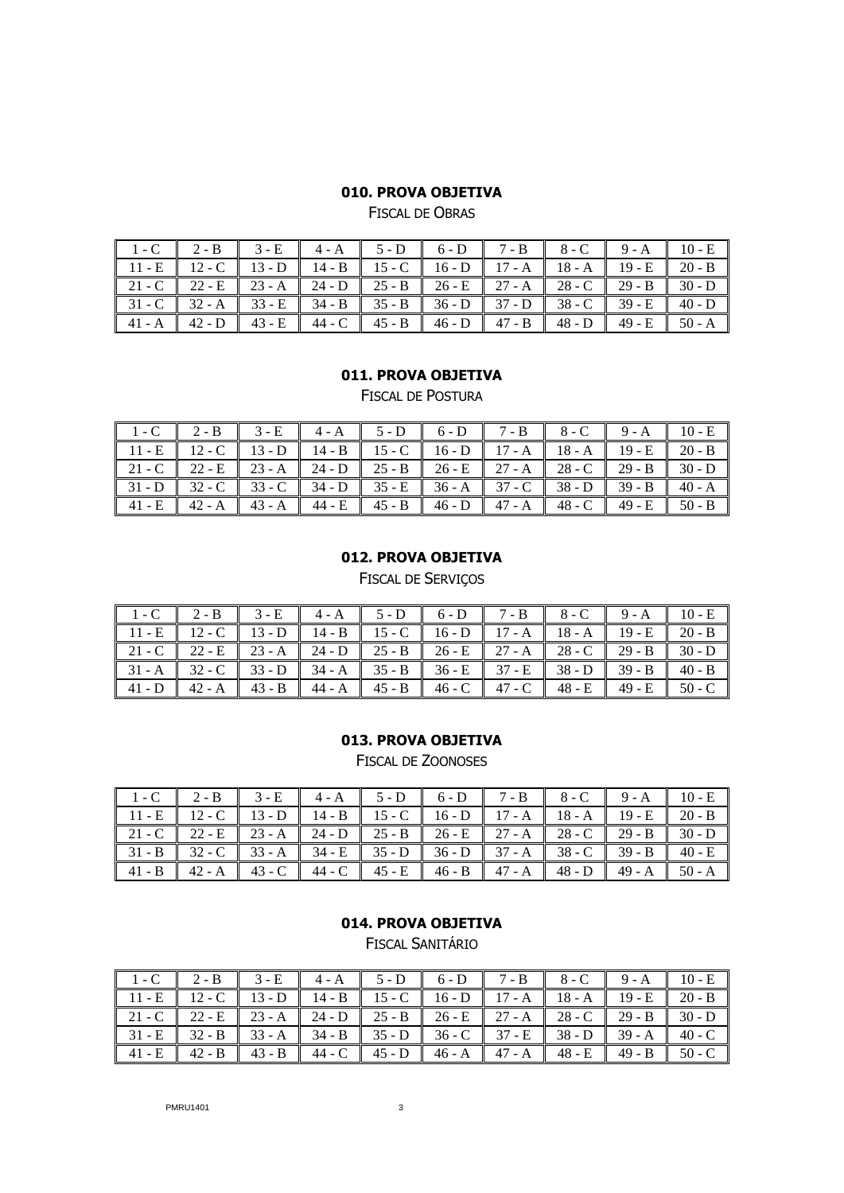### 010. PROVA OBJETIVA

FISCAL DE OBRAS

| 1 - C | 2 - B | 3 - E | 4 - A | 5 - D | 6 - D | 7 - B | 8 - C | 9 - A | 10 - E |
|---|---|---|---|---|---|---|---|---|---|
| 11 - E | 12 - C | 13 - D | 14 - B | 15 - C | 16 - D | 17 - A | 18 - A | 19 - E | 20 - B |
| 21 - C | 22 - E | 23 - A | 24 - D | 25 - B | 26 - E | 27 - A | 28 - C | 29 - B | 30 - D |
| 31 - C | 32 - A | 33 - E | 34 - B | 35 - B | 36 - D | 37 - D | 38 - C | 39 - E | 40 - D |
| 41 - A | 42 - D | 43 - E | 44 - C | 45 - B | 46 - D | 47 - B | 48 - D | 49 - E | 50 - A |

### 011. PROVA OBJETIVA

FISCAL DE POSTURA

| 1 - C | 2 - B | 3 - E | 4 - A | 5 - D | 6 - D | 7 - B | 8 - C | 9 - A | 10 - E |
|---|---|---|---|---|---|---|---|---|---|
| 11 - E | 12 - C | 13 - D | 14 - B | 15 - C | 16 - D | 17 - A | 18 - A | 19 - E | 20 - B |
| 21 - C | 22 - E | 23 - A | 24 - D | 25 - B | 26 - E | 27 - A | 28 - C | 29 - B | 30 - D |
| 31 - D | 32 - C | 33 - C | 34 - D | 35 - E | 36 - A | 37 - C | 38 - D | 39 - B | 40 - A |
| 41 - E | 42 - A | 43 - A | 44 - E | 45 - B | 46 - D | 47 - A | 48 - C | 49 - E | 50 - B |

### 012. PROVA OBJETIVA

FISCAL DE SERVIÇOS

| 1 - C | 2 - B | 3 - E | 4 - A | 5 - D | 6 - D | 7 - B | 8 - C | 9 - A | 10 - E |
|---|---|---|---|---|---|---|---|---|---|
| 11 - E | 12 - C | 13 - D | 14 - B | 15 - C | 16 - D | 17 - A | 18 - A | 19 - E | 20 - B |
| 21 - C | 22 - E | 23 - A | 24 - D | 25 - B | 26 - E | 27 - A | 28 - C | 29 - B | 30 - D |
| 31 - A | 32 - C | 33 - D | 34 - A | 35 - B | 36 - E | 37 - E | 38 - D | 39 - B | 40 - B |
| 41 - D | 42 - A | 43 - B | 44 - A | 45 - B | 46 - C | 47 - C | 48 - E | 49 - E | 50 - C |

### 013. PROVA OBJETIVA

FISCAL DE ZOONOSES

| 1 - C | 2 - B | 3 - E | 4 - A | 5 - D | 6 - D | 7 - B | 8 - C | 9 - A | 10 - E |
|---|---|---|---|---|---|---|---|---|---|
| 11 - E | 12 - C | 13 - D | 14 - B | 15 - C | 16 - D | 17 - A | 18 - A | 19 - E | 20 - B |
| 21 - C | 22 - E | 23 - A | 24 - D | 25 - B | 26 - E | 27 - A | 28 - C | 29 - B | 30 - D |
| 31 - B | 32 - C | 33 - A | 34 - E | 35 - D | 36 - D | 37 - A | 38 - C | 39 - B | 40 - E |
| 41 - B | 42 - A | 43 - C | 44 - C | 45 - E | 46 - B | 47 - A | 48 - D | 49 - A | 50 - A |

### 014. PROVA OBJETIVA

FISCAL SANITÁRIO

| 1 - C | 2 - B | 3 - E | 4 - A | 5 - D | 6 - D | 7 - B | 8 - C | 9 - A | 10 - E |
|---|---|---|---|---|---|---|---|---|---|
| 11 - E | 12 - C | 13 - D | 14 - B | 15 - C | 16 - D | 17 - A | 18 - A | 19 - E | 20 - B |
| 21 - C | 22 - E | 23 - A | 24 - D | 25 - B | 26 - E | 27 - A | 28 - C | 29 - B | 30 - D |
| 31 - E | 32 - B | 33 - A | 34 - B | 35 - D | 36 - C | 37 - E | 38 - D | 39 - A | 40 - C |
| 41 - E | 42 - B | 43 - B | 44 - C | 45 - D | 46 - A | 47 - A | 48 - E | 49 - B | 50 - C |

PMRU1401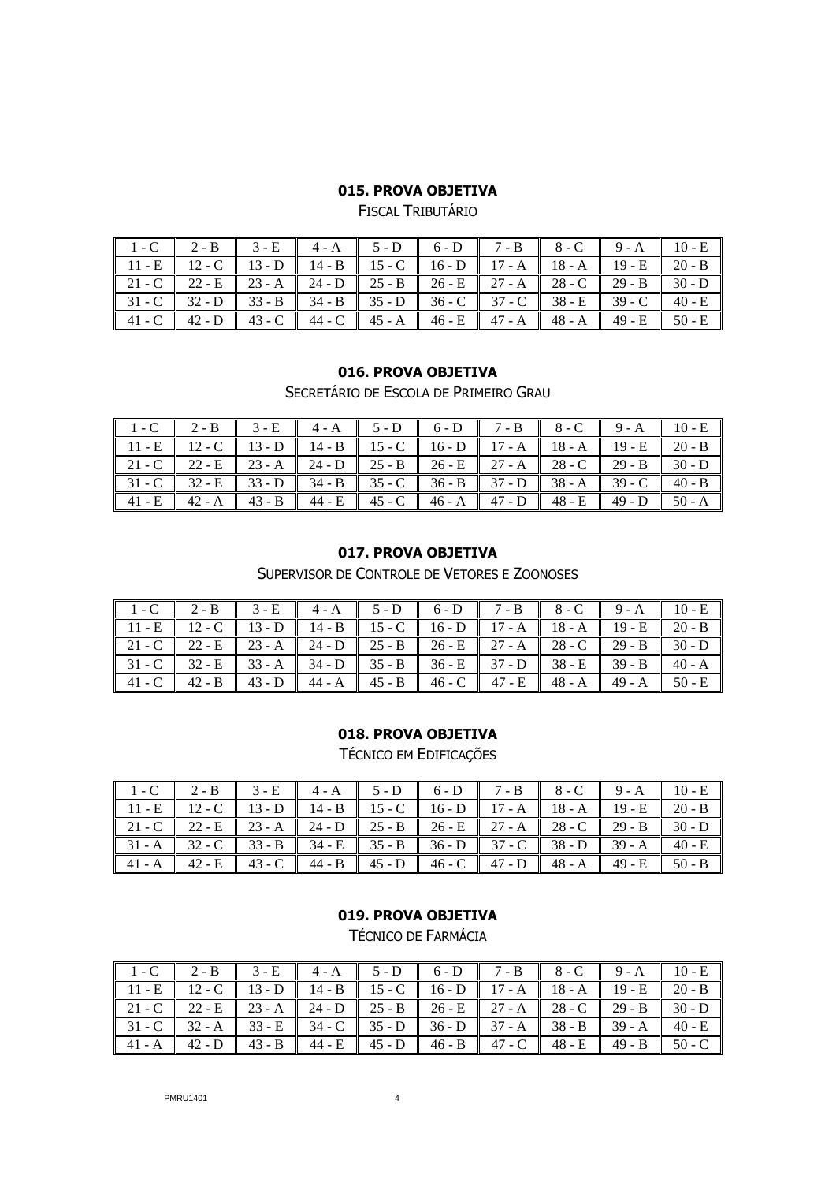### 015. PROVA OBJETIVA

FISCAL TRIBUTÁRIO

| 1 - C | 2 - B | 3 - E | 4 - A | 5 - D | 6 - D | 7 - B | 8 - C | 9 - A | 10 - E |
|---|---|---|---|---|---|---|---|---|---|
| 11 - E | 12 - C | 13 - D | 14 - B | 15 - C | 16 - D | 17 - A | 18 - A | 19 - E | 20 - B |
| 21 - C | 22 - E | 23 - A | 24 - D | 25 - B | 26 - E | 27 - A | 28 - C | 29 - B | 30 - D |
| 31 - C | 32 - D | 33 - B | 34 - B | 35 - D | 36 - C | 37 - C | 38 - E | 39 - C | 40 - E |
| 41 - C | 42 - D | 43 - C | 44 - C | 45 - A | 46 - E | 47 - A | 48 - A | 49 - E | 50 - E |

### 016. PROVA OBJETIVA

SECRETÁRIO DE ESCOLA DE PRIMEIRO GRAU

| 1 - C | 2 - B | 3 - E | 4 - A | 5 - D | 6 - D | 7 - B | 8 - C | 9 - A | 10 - E |
|---|---|---|---|---|---|---|---|---|---|
| 11 - E | 12 - C | 13 - D | 14 - B | 15 - C | 16 - D | 17 - A | 18 - A | 19 - E | 20 - B |
| 21 - C | 22 - E | 23 - A | 24 - D | 25 - B | 26 - E | 27 - A | 28 - C | 29 - B | 30 - D |
| 31 - C | 32 - E | 33 - D | 34 - B | 35 - C | 36 - B | 37 - D | 38 - A | 39 - C | 40 - B |
| 41 - E | 42 - A | 43 - B | 44 - E | 45 - C | 46 - A | 47 - D | 48 - E | 49 - D | 50 - A |

### 017. PROVA OBJETIVA

SUPERVISOR DE CONTROLE DE VETORES E ZOONOSES

| 1 - C | 2 - B | 3 - E | 4 - A | 5 - D | 6 - D | 7 - B | 8 - C | 9 - A | 10 - E |
|---|---|---|---|---|---|---|---|---|---|
| 11 - E | 12 - C | 13 - D | 14 - B | 15 - C | 16 - D | 17 - A | 18 - A | 19 - E | 20 - B |
| 21 - C | 22 - E | 23 - A | 24 - D | 25 - B | 26 - E | 27 - A | 28 - C | 29 - B | 30 - D |
| 31 - C | 32 - E | 33 - A | 34 - D | 35 - B | 36 - E | 37 - D | 38 - E | 39 - B | 40 - A |
| 41 - C | 42 - B | 43 - D | 44 - A | 45 - B | 46 - C | 47 - E | 48 - A | 49 - A | 50 - E |

### 018. PROVA OBJETIVA

TÉCNICO EM EDIFICAÇÕES

| 1 - C | 2 - B | 3 - E | 4 - A | 5 - D | 6 - D | 7 - B | 8 - C | 9 - A | 10 - E |
|---|---|---|---|---|---|---|---|---|---|
| 11 - E | 12 - C | 13 - D | 14 - B | 15 - C | 16 - D | 17 - A | 18 - A | 19 - E | 20 - B |
| 21 - C | 22 - E | 23 - A | 24 - D | 25 - B | 26 - E | 27 - A | 28 - C | 29 - B | 30 - D |
| 31 - A | 32 - C | 33 - B | 34 - E | 35 - B | 36 - D | 37 - C | 38 - D | 39 - A | 40 - E |
| 41 - A | 42 - E | 43 - C | 44 - B | 45 - D | 46 - C | 47 - D | 48 - A | 49 - E | 50 - B |

### 019. PROVA OBJETIVA

TÉCNICO DE FARMÁCIA

| 1 - C | 2 - B | 3 - E | 4 - A | 5 - D | 6 - D | 7 - B | 8 - C | 9 - A | 10 - E |
|---|---|---|---|---|---|---|---|---|---|
| 11 - E | 12 - C | 13 - D | 14 - B | 15 - C | 16 - D | 17 - A | 18 - A | 19 - E | 20 - B |
| 21 - C | 22 - E | 23 - A | 24 - D | 25 - B | 26 - E | 27 - A | 28 - C | 29 - B | 30 - D |
| 31 - C | 32 - A | 33 - E | 34 - C | 35 - D | 36 - D | 37 - A | 38 - B | 39 - A | 40 - E |
| 41 - A | 42 - D | 43 - B | 44 - E | 45 - D | 46 - B | 47 - C | 48 - E | 49 - B | 50 - C |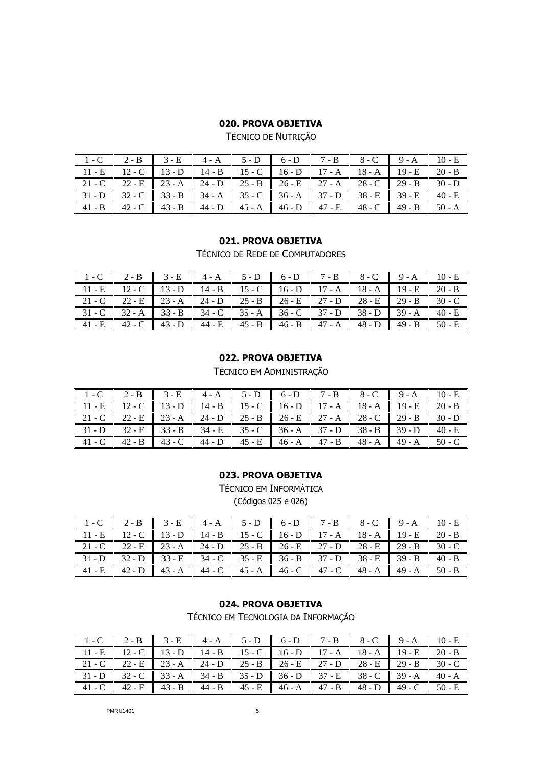## 020. PROVA OBJETIVA

TÉCNICO DE NUTRIÇÃO

| | | | | | | | | | |
|---|---|---|---|---|---|---|---|---|---|
| 1 - C | 2 - B | 3 - E | 4 - A | 5 - D | 6 - D | 7 - B | 8 - C | 9 - A | 10 - E |
| 11 - E | 12 - C | 13 - D | 14 - B | 15 - C | 16 - D | 17 - A | 18 - A | 19 - E | 20 - B |
| 21 - C | 22 - E | 23 - A | 24 - D | 25 - B | 26 - E | 27 - A | 28 - C | 29 - B | 30 - D |
| 31 - D | 32 - C | 33 - B | 34 - A | 35 - C | 36 - A | 37 - D | 38 - E | 39 - E | 40 - E |
| 41 - B | 42 - C | 43 - B | 44 - D | 45 - A | 46 - D | 47 - E | 48 - C | 49 - B | 50 - A |

## 021. PROVA OBJETIVA

TÉCNICO DE REDE DE COMPUTADORES

| | | | | | | | | | |
|---|---|---|---|---|---|---|---|---|---|
| 1 - C | 2 - B | 3 - E | 4 - A | 5 - D | 6 - D | 7 - B | 8 - C | 9 - A | 10 - E |
| 11 - E | 12 - C | 13 - D | 14 - B | 15 - C | 16 - D | 17 - A | 18 - A | 19 - E | 20 - B |
| 21 - C | 22 - E | 23 - A | 24 - D | 25 - B | 26 - E | 27 - D | 28 - E | 29 - B | 30 - C |
| 31 - C | 32 - A | 33 - B | 34 - C | 35 - A | 36 - C | 37 - D | 38 - D | 39 - A | 40 - E |
| 41 - E | 42 - C | 43 - D | 44 - E | 45 - B | 46 - B | 47 - A | 48 - D | 49 - B | 50 - E |

## 022. PROVA OBJETIVA

TÉCNICO EM ADMINISTRAÇÃO

| | | | | | | | | | |
|---|---|---|---|---|---|---|---|---|---|
| 1 - C | 2 - B | 3 - E | 4 - A | 5 - D | 6 - D | 7 - B | 8 - C | 9 - A | 10 - E |
| 11 - E | 12 - C | 13 - D | 14 - B | 15 - C | 16 - D | 17 - A | 18 - A | 19 - E | 20 - B |
| 21 - C | 22 - E | 23 - A | 24 - D | 25 - B | 26 - E | 27 - A | 28 - C | 29 - B | 30 - D |
| 31 - D | 32 - E | 33 - B | 34 - E | 35 - C | 36 - A | 37 - D | 38 - B | 39 - D | 40 - E |
| 41 - C | 42 - B | 43 - C | 44 - D | 45 - E | 46 - A | 47 - B | 48 - A | 49 - A | 50 - C |

## 023. PROVA OBJETIVA

TÉCNICO EM INFORMÁTICA

(Códigos 025 e 026)

| | | | | | | | | | |
|---|---|---|---|---|---|---|---|---|---|
| 1 - C | 2 - B | 3 - E | 4 - A | 5 - D | 6 - D | 7 - B | 8 - C | 9 - A | 10 - E |
| 11 - E | 12 - C | 13 - D | 14 - B | 15 - C | 16 - D | 17 - A | 18 - A | 19 - E | 20 - B |
| 21 - C | 22 - E | 23 - A | 24 - D | 25 - B | 26 - E | 27 - D | 28 - E | 29 - B | 30 - C |
| 31 - D | 32 - D | 33 - E | 34 - C | 35 - E | 36 - B | 37 - D | 38 - E | 39 - B | 40 - B |
| 41 - E | 42 - D | 43 - A | 44 - C | 45 - A | 46 - C | 47 - C | 48 - A | 49 - A | 50 - B |

## 024. PROVA OBJETIVA

TÉCNICO EM TECNOLOGIA DA INFORMAÇÃO

| | | | | | | | | | |
|---|---|---|---|---|---|---|---|---|---|
| 1 - C | 2 - B | 3 - E | 4 - A | 5 - D | 6 - D | 7 - B | 8 - C | 9 - A | 10 - E |
| 11 - E | 12 - C | 13 - D | 14 - B | 15 - C | 16 - D | 17 - A | 18 - A | 19 - E | 20 - B |
| 21 - C | 22 - E | 23 - A | 24 - D | 25 - B | 26 - E | 27 - D | 28 - E | 29 - B | 30 - C |
| 31 - D | 32 - C | 33 - A | 34 - B | 35 - D | 36 - D | 37 - E | 38 - C | 39 - A | 40 - A |
| 41 - C | 42 - E | 43 - B | 44 - B | 45 - E | 46 - A | 47 - B | 48 - D | 49 - C | 50 - E |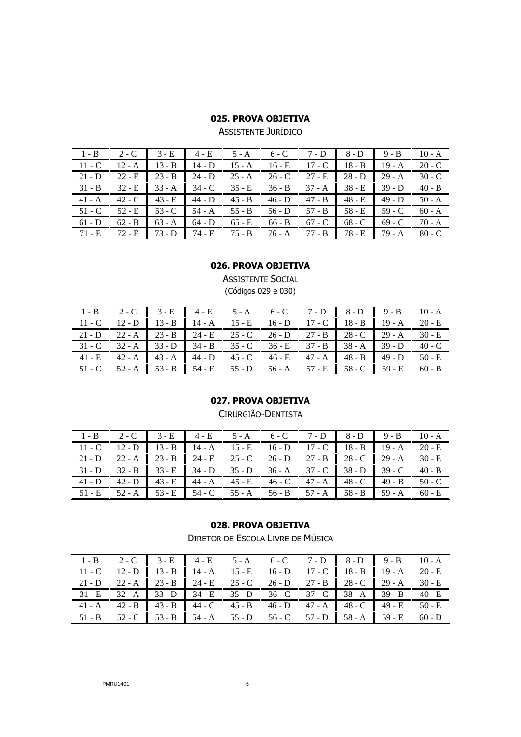## 025. PROVA OBJETIVA

ASSISTENTE JURÍDICO

| 1 - B | 2 - C | 3 - E | 4 - E | 5 - A | 6 - C | 7 - D | 8 - D | 9 - B | 10 - A |
|---|---|---|---|---|---|---|---|---|---|
| 11 - C | 12 - A | 13 - B | 14 - D | 15 - A | 16 - E | 17 - C | 18 - B | 19 - A | 20 - C |
| 21 - D | 22 - E | 23 - B | 24 - D | 25 - A | 26 - C | 27 - E | 28 - D | 29 - A | 30 - C |
| 31 - B | 32 - E | 33 - A | 34 - C | 35 - E | 36 - B | 37 - A | 38 - E | 39 - D | 40 - B |
| 41 - A | 42 - C | 43 - E | 44 - D | 45 - B | 46 - D | 47 - B | 48 - E | 49 - D | 50 - A |
| 51 - C | 52 - E | 53 - C | 54 - A | 55 - B | 56 - D | 57 - B | 58 - E | 59 - C | 60 - A |
| 61 - D | 62 - B | 63 - A | 64 - D | 65 - E | 66 - B | 67 - C | 68 - C | 69 - C | 70 - A |
| 71 - E | 72 - E | 73 - D | 74 - E | 75 - B | 76 - A | 77 - B | 78 - E | 79 - A | 80 - C |

## 026. PROVA OBJETIVA

ASSISTENTE SOCIAL

(Códigos 029 e 030)

| 1 - B | 2 - C | 3 - E | 4 - E | 5 - A | 6 - C | 7 - D | 8 - D | 9 - B | 10 - A |
|---|---|---|---|---|---|---|---|---|---|
| 11 - C | 12 - D | 13 - B | 14 - A | 15 - E | 16 - D | 17 - C | 18 - B | 19 - A | 20 - E |
| 21 - D | 22 - A | 23 - B | 24 - E | 25 - C | 26 - D | 27 - B | 28 - C | 29 - A | 30 - E |
| 31 - C | 32 - A | 33 - D | 34 - B | 35 - C | 36 - E | 37 - B | 38 - A | 39 - D | 40 - C |
| 41 - E | 42 - A | 43 - A | 44 - D | 45 - C | 46 - E | 47 - A | 48 - B | 49 - D | 50 - E |
| 51 - C | 52 - A | 53 - B | 54 - E | 55 - D | 56 - A | 57 - E | 58 - C | 59 - E | 60 - B |

## 027. PROVA OBJETIVA

CIRURGIÃO-DENTISTA

| 1 - B | 2 - C | 3 - E | 4 - E | 5 - A | 6 - C | 7 - D | 8 - D | 9 - B | 10 - A |
|---|---|---|---|---|---|---|---|---|---|
| 11 - C | 12 - D | 13 - B | 14 - A | 15 - E | 16 - D | 17 - C | 18 - B | 19 - A | 20 - E |
| 21 - D | 22 - A | 23 - B | 24 - E | 25 - C | 26 - D | 27 - B | 28 - C | 29 - A | 30 - E |
| 31 - D | 32 - B | 33 - E | 34 - D | 35 - D | 36 - A | 37 - C | 38 - D | 39 - C | 40 - B |
| 41 - D | 42 - D | 43 - E | 44 - A | 45 - E | 46 - C | 47 - A | 48 - C | 49 - B | 50 - C |
| 51 - E | 52 - A | 53 - E | 54 - C | 55 - A | 56 - B | 57 - A | 58 - B | 59 - A | 60 - E |

## 028. PROVA OBJETIVA

DIRETOR DE ESCOLA LIVRE DE MÚSICA

| 1 - B | 2 - C | 3 - E | 4 - E | 5 - A | 6 - C | 7 - D | 8 - D | 9 - B | 10 - A |
|---|---|---|---|---|---|---|---|---|---|
| 11 - C | 12 - D | 13 - B | 14 - A | 15 - E | 16 - D | 17 - C | 18 - B | 19 - A | 20 - E |
| 21 - D | 22 - A | 23 - B | 24 - E | 25 - C | 26 - D | 27 - B | 28 - C | 29 - A | 30 - E |
| 31 - E | 32 - A | 33 - D | 34 - E | 35 - D | 36 - C | 37 - C | 38 - A | 39 - B | 40 - E |
| 41 - A | 42 - B | 43 - B | 44 - C | 45 - B | 46 - D | 47 - A | 48 - C | 49 - E | 50 - E |
| 51 - B | 52 - C | 53 - B | 54 - A | 55 - D | 56 - C | 57 - D | 58 - A | 59 - E | 60 - D |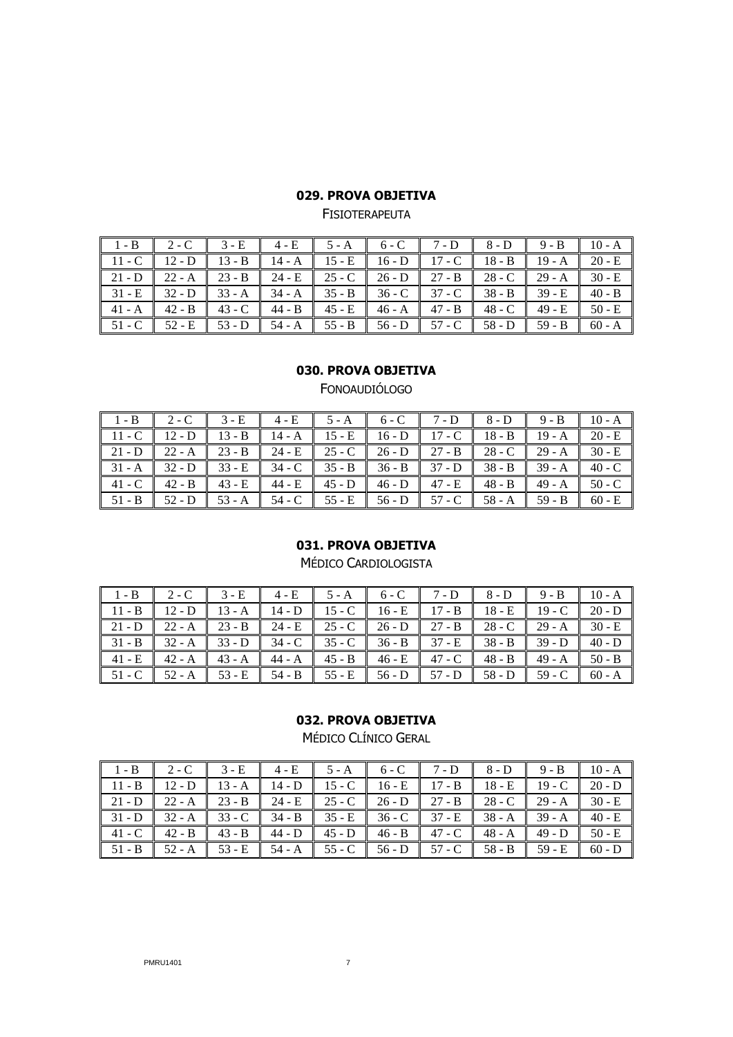## 029. PROVA OBJETIVA

FISIOTERAPEUTA

| 1 - B | 2 - C | 3 - E | 4 - E | 5 - A | 6 - C | 7 - D | 8 - D | 9 - B | 10 - A |
|---|---|---|---|---|---|---|---|---|---|
| 11 - C | 12 - D | 13 - B | 14 - A | 15 - E | 16 - D | 17 - C | 18 - B | 19 - A | 20 - E |
| 21 - D | 22 - A | 23 - B | 24 - E | 25 - C | 26 - D | 27 - B | 28 - C | 29 - A | 30 - E |
| 31 - E | 32 - D | 33 - A | 34 - A | 35 - B | 36 - C | 37 - C | 38 - B | 39 - E | 40 - B |
| 41 - A | 42 - B | 43 - C | 44 - B | 45 - E | 46 - A | 47 - B | 48 - C | 49 - E | 50 - E |
| 51 - C | 52 - E | 53 - D | 54 - A | 55 - B | 56 - D | 57 - C | 58 - D | 59 - B | 60 - A |

## 030. PROVA OBJETIVA

FONOAUDIÓLOGO

| 1 - B | 2 - C | 3 - E | 4 - E | 5 - A | 6 - C | 7 - D | 8 - D | 9 - B | 10 - A |
|---|---|---|---|---|---|---|---|---|---|
| 11 - C | 12 - D | 13 - B | 14 - A | 15 - E | 16 - D | 17 - C | 18 - B | 19 - A | 20 - E |
| 21 - D | 22 - A | 23 - B | 24 - E | 25 - C | 26 - D | 27 - B | 28 - C | 29 - A | 30 - E |
| 31 - A | 32 - D | 33 - E | 34 - C | 35 - B | 36 - B | 37 - D | 38 - B | 39 - A | 40 - C |
| 41 - C | 42 - B | 43 - E | 44 - E | 45 - D | 46 - D | 47 - E | 48 - B | 49 - A | 50 - C |
| 51 - B | 52 - D | 53 - A | 54 - C | 55 - E | 56 - D | 57 - C | 58 - A | 59 - B | 60 - E |

## 031. PROVA OBJETIVA

MÉDICO CARDIOLOGISTA

| 1 - B | 2 - C | 3 - E | 4 - E | 5 - A | 6 - C | 7 - D | 8 - D | 9 - B | 10 - A |
|---|---|---|---|---|---|---|---|---|---|
| 11 - B | 12 - D | 13 - A | 14 - D | 15 - C | 16 - E | 17 - B | 18 - E | 19 - C | 20 - D |
| 21 - D | 22 - A | 23 - B | 24 - E | 25 - C | 26 - D | 27 - B | 28 - C | 29 - A | 30 - E |
| 31 - B | 32 - A | 33 - D | 34 - C | 35 - C | 36 - B | 37 - E | 38 - B | 39 - D | 40 - D |
| 41 - E | 42 - A | 43 - A | 44 - A | 45 - B | 46 - E | 47 - C | 48 - B | 49 - A | 50 - B |
| 51 - C | 52 - A | 53 - E | 54 - B | 55 - E | 56 - D | 57 - D | 58 - D | 59 - C | 60 - A |

## 032. PROVA OBJETIVA

MÉDICO CLÍNICO GERAL

| 1 - B | 2 - C | 3 - E | 4 - E | 5 - A | 6 - C | 7 - D | 8 - D | 9 - B | 10 - A |
|---|---|---|---|---|---|---|---|---|---|
| 11 - B | 12 - D | 13 - A | 14 - D | 15 - C | 16 - E | 17 - B | 18 - E | 19 - C | 20 - D |
| 21 - D | 22 - A | 23 - B | 24 - E | 25 - C | 26 - D | 27 - B | 28 - C | 29 - A | 30 - E |
| 31 - D | 32 - A | 33 - C | 34 - B | 35 - E | 36 - C | 37 - E | 38 - A | 39 - A | 40 - E |
| 41 - C | 42 - B | 43 - B | 44 - D | 45 - D | 46 - B | 47 - C | 48 - A | 49 - D | 50 - E |
| 51 - B | 52 - A | 53 - E | 54 - A | 55 - C | 56 - D | 57 - C | 58 - B | 59 - E | 60 - D |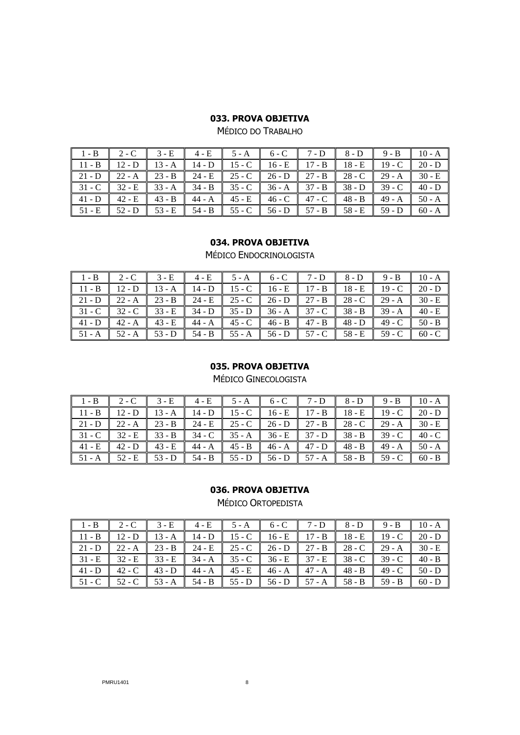### 033. PROVA OBJETIVA

MÉDICO DO TRABALHO

| | | | | | | | | | |
|---|---|---|---|---|---|---|---|---|---|
| 1 - B | 2 - C | 3 - E | 4 - E | 5 - A | 6 - C | 7 - D | 8 - D | 9 - B | 10 - A |
| 11 - B | 12 - D | 13 - A | 14 - D | 15 - C | 16 - E | 17 - B | 18 - E | 19 - C | 20 - D |
| 21 - D | 22 - A | 23 - B | 24 - E | 25 - C | 26 - D | 27 - B | 28 - C | 29 - A | 30 - E |
| 31 - C | 32 - E | 33 - A | 34 - B | 35 - C | 36 - A | 37 - B | 38 - D | 39 - C | 40 - D |
| 41 - D | 42 - E | 43 - B | 44 - A | 45 - E | 46 - C | 47 - C | 48 - B | 49 - A | 50 - A |
| 51 - E | 52 - D | 53 - E | 54 - B | 55 - C | 56 - D | 57 - B | 58 - E | 59 - D | 60 - A |

### 034. PROVA OBJETIVA

MÉDICO ENDOCRINOLOGISTA

| | | | | | | | | | |
|---|---|---|---|---|---|---|---|---|---|
| 1 - B | 2 - C | 3 - E | 4 - E | 5 - A | 6 - C | 7 - D | 8 - D | 9 - B | 10 - A |
| 11 - B | 12 - D | 13 - A | 14 - D | 15 - C | 16 - E | 17 - B | 18 - E | 19 - C | 20 - D |
| 21 - D | 22 - A | 23 - B | 24 - E | 25 - C | 26 - D | 27 - B | 28 - C | 29 - A | 30 - E |
| 31 - C | 32 - C | 33 - E | 34 - D | 35 - D | 36 - A | 37 - C | 38 - B | 39 - A | 40 - E |
| 41 - D | 42 - A | 43 - E | 44 - A | 45 - C | 46 - B | 47 - B | 48 - D | 49 - C | 50 - B |
| 51 - A | 52 - A | 53 - D | 54 - B | 55 - A | 56 - D | 57 - C | 58 - E | 59 - C | 60 - C |

### 035. PROVA OBJETIVA

MÉDICO GINECOLOGISTA

| | | | | | | | | | |
|---|---|---|---|---|---|---|---|---|---|
| 1 - B | 2 - C | 3 - E | 4 - E | 5 - A | 6 - C | 7 - D | 8 - D | 9 - B | 10 - A |
| 11 - B | 12 - D | 13 - A | 14 - D | 15 - C | 16 - E | 17 - B | 18 - E | 19 - C | 20 - D |
| 21 - D | 22 - A | 23 - B | 24 - E | 25 - C | 26 - D | 27 - B | 28 - C | 29 - A | 30 - E |
| 31 - C | 32 - E | 33 - B | 34 - C | 35 - A | 36 - E | 37 - D | 38 - B | 39 - C | 40 - C |
| 41 - E | 42 - D | 43 - E | 44 - A | 45 - B | 46 - A | 47 - D | 48 - B | 49 - A | 50 - A |
| 51 - A | 52 - E | 53 - D | 54 - B | 55 - D | 56 - D | 57 - A | 58 - B | 59 - C | 60 - B |

### 036. PROVA OBJETIVA

MÉDICO ORTOPEDISTA

| | | | | | | | | | |
|---|---|---|---|---|---|---|---|---|---|
| 1 - B | 2 - C | 3 - E | 4 - E | 5 - A | 6 - C | 7 - D | 8 - D | 9 - B | 10 - A |
| 11 - B | 12 - D | 13 - A | 14 - D | 15 - C | 16 - E | 17 - B | 18 - E | 19 - C | 20 - D |
| 21 - D | 22 - A | 23 - B | 24 - E | 25 - C | 26 - D | 27 - B | 28 - C | 29 - A | 30 - E |
| 31 - E | 32 - E | 33 - E | 34 - A | 35 - C | 36 - E | 37 - E | 38 - C | 39 - C | 40 - B |
| 41 - D | 42 - C | 43 - D | 44 - A | 45 - E | 46 - A | 47 - A | 48 - B | 49 - C | 50 - D |
| 51 - C | 52 - C | 53 - A | 54 - B | 55 - D | 56 - D | 57 - A | 58 - B | 59 - B | 60 - D |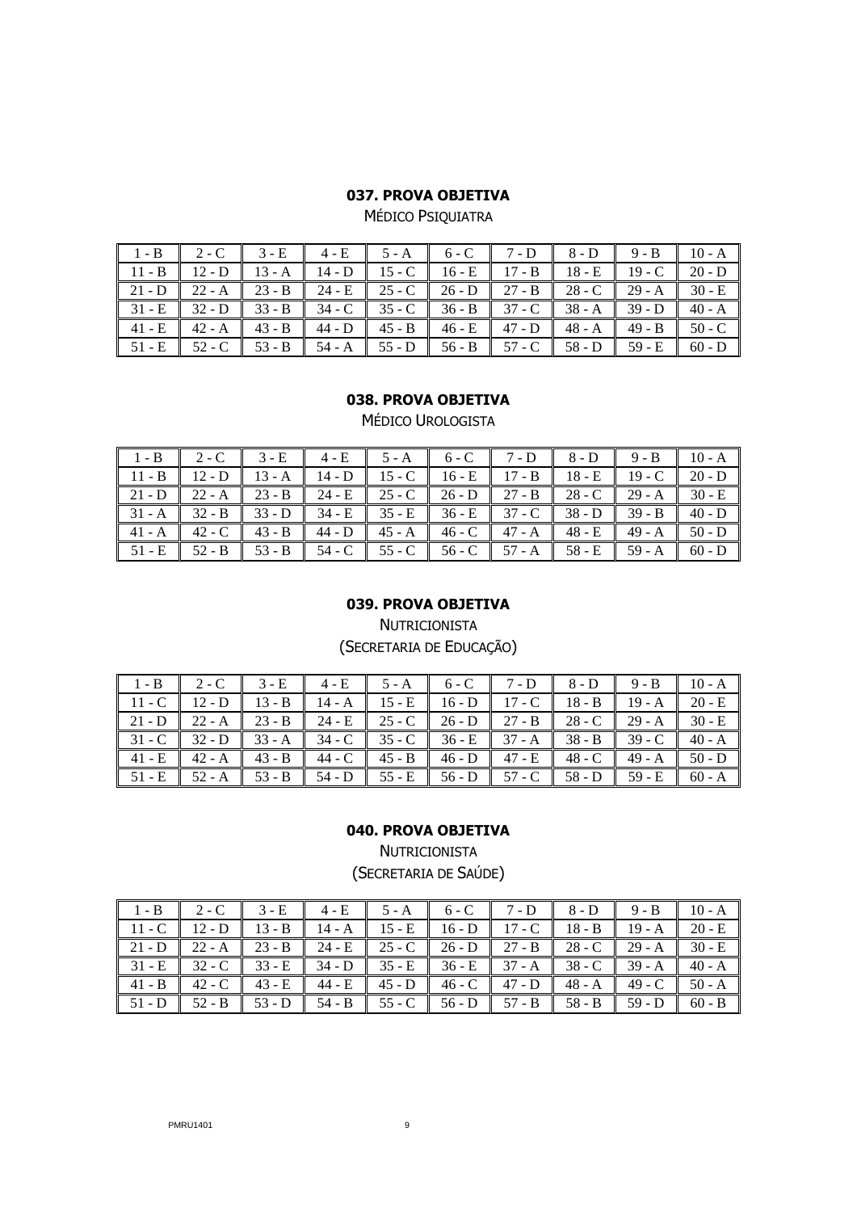## 037. PROVA OBJETIVA

MÉDICO PSIQUIATRA

| 1 - B | 2 - C | 3 - E | 4 - E | 5 - A | 6 - C | 7 - D | 8 - D | 9 - B | 10 - A |
|---|---|---|---|---|---|---|---|---|---|
| 11 - B | 12 - D | 13 - A | 14 - D | 15 - C | 16 - E | 17 - B | 18 - E | 19 - C | 20 - D |
| 21 - D | 22 - A | 23 - B | 24 - E | 25 - C | 26 - D | 27 - B | 28 - C | 29 - A | 30 - E |
| 31 - E | 32 - D | 33 - B | 34 - C | 35 - C | 36 - B | 37 - C | 38 - A | 39 - D | 40 - A |
| 41 - E | 42 - A | 43 - B | 44 - D | 45 - B | 46 - E | 47 - D | 48 - A | 49 - B | 50 - C |
| 51 - E | 52 - C | 53 - B | 54 - A | 55 - D | 56 - B | 57 - C | 58 - D | 59 - E | 60 - D |

## 038. PROVA OBJETIVA

MÉDICO UROLOGISTA

| 1 - B | 2 - C | 3 - E | 4 - E | 5 - A | 6 - C | 7 - D | 8 - D | 9 - B | 10 - A |
|---|---|---|---|---|---|---|---|---|---|
| 11 - B | 12 - D | 13 - A | 14 - D | 15 - C | 16 - E | 17 - B | 18 - E | 19 - C | 20 - D |
| 21 - D | 22 - A | 23 - B | 24 - E | 25 - C | 26 - D | 27 - B | 28 - C | 29 - A | 30 - E |
| 31 - A | 32 - B | 33 - D | 34 - E | 35 - E | 36 - E | 37 - C | 38 - D | 39 - B | 40 - D |
| 41 - A | 42 - C | 43 - B | 44 - D | 45 - A | 46 - C | 47 - A | 48 - E | 49 - A | 50 - D |
| 51 - E | 52 - B | 53 - B | 54 - C | 55 - C | 56 - C | 57 - A | 58 - E | 59 - A | 60 - D |

## 039. PROVA OBJETIVA

NUTRICIONISTA

(SECRETARIA DE EDUCAÇÃO)

| 1 - B | 2 - C | 3 - E | 4 - E | 5 - A | 6 - C | 7 - D | 8 - D | 9 - B | 10 - A |
|---|---|---|---|---|---|---|---|---|---|
| 11 - C | 12 - D | 13 - B | 14 - A | 15 - E | 16 - D | 17 - C | 18 - B | 19 - A | 20 - E |
| 21 - D | 22 - A | 23 - B | 24 - E | 25 - C | 26 - D | 27 - B | 28 - C | 29 - A | 30 - E |
| 31 - C | 32 - D | 33 - A | 34 - C | 35 - C | 36 - E | 37 - A | 38 - B | 39 - C | 40 - A |
| 41 - E | 42 - A | 43 - B | 44 - C | 45 - B | 46 - D | 47 - E | 48 - C | 49 - A | 50 - D |
| 51 - E | 52 - A | 53 - B | 54 - D | 55 - E | 56 - D | 57 - C | 58 - D | 59 - E | 60 - A |

## 040. PROVA OBJETIVA

NUTRICIONISTA

(SECRETARIA DE SAÚDE)

| 1 - B | 2 - C | 3 - E | 4 - E | 5 - A | 6 - C | 7 - D | 8 - D | 9 - B | 10 - A |
|---|---|---|---|---|---|---|---|---|---|
| 11 - C | 12 - D | 13 - B | 14 - A | 15 - E | 16 - D | 17 - C | 18 - B | 19 - A | 20 - E |
| 21 - D | 22 - A | 23 - B | 24 - E | 25 - C | 26 - D | 27 - B | 28 - C | 29 - A | 30 - E |
| 31 - E | 32 - C | 33 - E | 34 - D | 35 - E | 36 - E | 37 - A | 38 - C | 39 - A | 40 - A |
| 41 - B | 42 - C | 43 - E | 44 - E | 45 - D | 46 - C | 47 - D | 48 - A | 49 - C | 50 - A |
| 51 - D | 52 - B | 53 - D | 54 - B | 55 - C | 56 - D | 57 - B | 58 - B | 59 - D | 60 - B |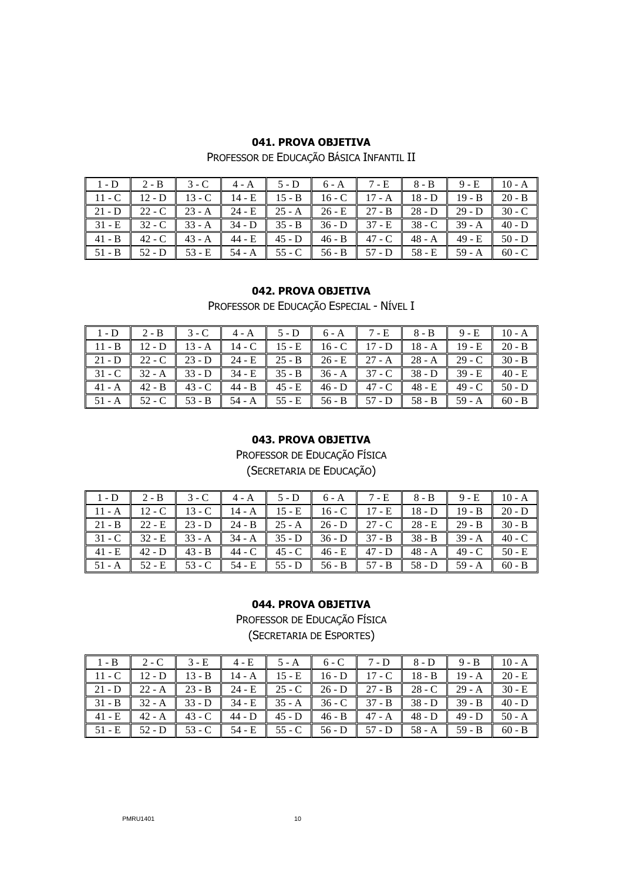## 041. PROVA OBJETIVA

PROFESSOR DE EDUCAÇÃO BÁSICA INFANTIL II

| | | | | | | | | | |
|---|---|---|---|---|---|---|---|---|---|
| 1 - D | 2 - B | 3 - C | 4 - A | 5 - D | 6 - A | 7 - E | 8 - B | 9 - E | 10 - A |
| 11 - C | 12 - D | 13 - C | 14 - E | 15 - B | 16 - C | 17 - A | 18 - D | 19 - B | 20 - B |
| 21 - D | 22 - C | 23 - A | 24 - E | 25 - A | 26 - E | 27 - B | 28 - D | 29 - D | 30 - C |
| 31 - E | 32 - C | 33 - A | 34 - D | 35 - B | 36 - D | 37 - E | 38 - C | 39 - A | 40 - D |
| 41 - B | 42 - C | 43 - A | 44 - E | 45 - D | 46 - B | 47 - C | 48 - A | 49 - E | 50 - D |
| 51 - B | 52 - D | 53 - E | 54 - A | 55 - C | 56 - B | 57 - D | 58 - E | 59 - A | 60 - C |

## 042. PROVA OBJETIVA

PROFESSOR DE EDUCAÇÃO ESPECIAL - NÍVEL I

| | | | | | | | | | |
|---|---|---|---|---|---|---|---|---|---|
| 1 - D | 2 - B | 3 - C | 4 - A | 5 - D | 6 - A | 7 - E | 8 - B | 9 - E | 10 - A |
| 11 - B | 12 - D | 13 - A | 14 - C | 15 - E | 16 - C | 17 - D | 18 - A | 19 - E | 20 - B |
| 21 - D | 22 - C | 23 - D | 24 - E | 25 - B | 26 - E | 27 - A | 28 - A | 29 - C | 30 - B |
| 31 - C | 32 - A | 33 - D | 34 - E | 35 - B | 36 - A | 37 - C | 38 - D | 39 - E | 40 - E |
| 41 - A | 42 - B | 43 - C | 44 - B | 45 - E | 46 - D | 47 - C | 48 - E | 49 - C | 50 - D |
| 51 - A | 52 - C | 53 - B | 54 - A | 55 - E | 56 - B | 57 - D | 58 - B | 59 - A | 60 - B |

## 043. PROVA OBJETIVA

PROFESSOR DE EDUCAÇÃO FÍSICA

(SECRETARIA DE EDUCAÇÃO)

| | | | | | | | | | |
|---|---|---|---|---|---|---|---|---|---|
| 1 - D | 2 - B | 3 - C | 4 - A | 5 - D | 6 - A | 7 - E | 8 - B | 9 - E | 10 - A |
| 11 - A | 12 - C | 13 - C | 14 - A | 15 - E | 16 - C | 17 - E | 18 - D | 19 - B | 20 - D |
| 21 - B | 22 - E | 23 - D | 24 - B | 25 - A | 26 - D | 27 - C | 28 - E | 29 - B | 30 - B |
| 31 - C | 32 - E | 33 - A | 34 - A | 35 - D | 36 - D | 37 - B | 38 - B | 39 - A | 40 - C |
| 41 - E | 42 - D | 43 - B | 44 - C | 45 - C | 46 - E | 47 - D | 48 - A | 49 - C | 50 - E |
| 51 - A | 52 - E | 53 - C | 54 - E | 55 - D | 56 - B | 57 - B | 58 - D | 59 - A | 60 - B |

## 044. PROVA OBJETIVA

PROFESSOR DE EDUCAÇÃO FÍSICA

(SECRETARIA DE ESPORTES)

| | | | | | | | | | |
|---|---|---|---|---|---|---|---|---|---|
| 1 - B | 2 - C | 3 - E | 4 - E | 5 - A | 6 - C | 7 - D | 8 - D | 9 - B | 10 - A |
| 11 - C | 12 - D | 13 - B | 14 - A | 15 - E | 16 - D | 17 - C | 18 - B | 19 - A | 20 - E |
| 21 - D | 22 - A | 23 - B | 24 - E | 25 - C | 26 - D | 27 - B | 28 - C | 29 - A | 30 - E |
| 31 - B | 32 - A | 33 - D | 34 - E | 35 - A | 36 - C | 37 - B | 38 - D | 39 - B | 40 - D |
| 41 - E | 42 - A | 43 - C | 44 - D | 45 - D | 46 - B | 47 - A | 48 - D | 49 - D | 50 - A |
| 51 - E | 52 - D | 53 - C | 54 - E | 55 - C | 56 - D | 57 - D | 58 - A | 59 - B | 60 - B |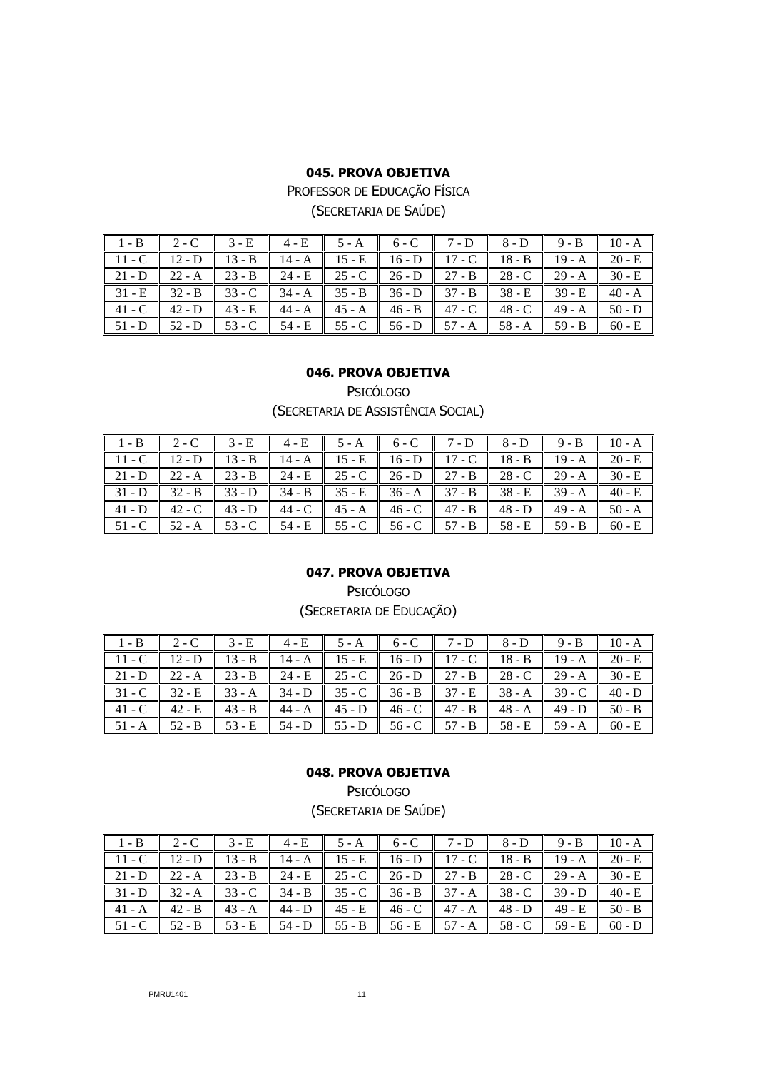**045. PROVA OBJETIVA**

PROFESSOR DE EDUCAÇÃO FÍSICA

(SECRETARIA DE SAÚDE)

| | | | | | | | | | |
|---|---|---|---|---|---|---|---|---|---|
| 1 - B | 2 - C | 3 - E | 4 - E | 5 - A | 6 - C | 7 - D | 8 - D | 9 - B | 10 - A |
| 11 - C | 12 - D | 13 - B | 14 - A | 15 - E | 16 - D | 17 - C | 18 - B | 19 - A | 20 - E |
| 21 - D | 22 - A | 23 - B | 24 - E | 25 - C | 26 - D | 27 - B | 28 - C | 29 - A | 30 - E |
| 31 - E | 32 - B | 33 - C | 34 - A | 35 - B | 36 - D | 37 - B | 38 - E | 39 - E | 40 - A |
| 41 - C | 42 - D | 43 - E | 44 - A | 45 - A | 46 - B | 47 - C | 48 - C | 49 - A | 50 - D |
| 51 - D | 52 - D | 53 - C | 54 - E | 55 - C | 56 - D | 57 - A | 58 - A | 59 - B | 60 - E |

**046. PROVA OBJETIVA**

PSICÓLOGO

(SECRETARIA DE ASSISTÊNCIA SOCIAL)

| | | | | | | | | | |
|---|---|---|---|---|---|---|---|---|---|
| 1 - B | 2 - C | 3 - E | 4 - E | 5 - A | 6 - C | 7 - D | 8 - D | 9 - B | 10 - A |
| 11 - C | 12 - D | 13 - B | 14 - A | 15 - E | 16 - D | 17 - C | 18 - B | 19 - A | 20 - E |
| 21 - D | 22 - A | 23 - B | 24 - E | 25 - C | 26 - D | 27 - B | 28 - C | 29 - A | 30 - E |
| 31 - D | 32 - B | 33 - D | 34 - B | 35 - E | 36 - A | 37 - B | 38 - E | 39 - A | 40 - E |
| 41 - D | 42 - C | 43 - D | 44 - C | 45 - A | 46 - C | 47 - B | 48 - D | 49 - A | 50 - A |
| 51 - C | 52 - A | 53 - C | 54 - E | 55 - C | 56 - C | 57 - B | 58 - E | 59 - B | 60 - E |

**047. PROVA OBJETIVA**

PSICÓLOGO

(SECRETARIA DE EDUCAÇÃO)

| | | | | | | | | | |
|---|---|---|---|---|---|---|---|---|---|
| 1 - B | 2 - C | 3 - E | 4 - E | 5 - A | 6 - C | 7 - D | 8 - D | 9 - B | 10 - A |
| 11 - C | 12 - D | 13 - B | 14 - A | 15 - E | 16 - D | 17 - C | 18 - B | 19 - A | 20 - E |
| 21 - D | 22 - A | 23 - B | 24 - E | 25 - C | 26 - D | 27 - B | 28 - C | 29 - A | 30 - E |
| 31 - C | 32 - E | 33 - A | 34 - D | 35 - C | 36 - B | 37 - E | 38 - A | 39 - C | 40 - D |
| 41 - C | 42 - E | 43 - B | 44 - A | 45 - D | 46 - C | 47 - B | 48 - A | 49 - D | 50 - B |
| 51 - A | 52 - B | 53 - E | 54 - D | 55 - D | 56 - C | 57 - B | 58 - E | 59 - A | 60 - E |

**048. PROVA OBJETIVA**

PSICÓLOGO

(SECRETARIA DE SAÚDE)

| | | | | | | | | | |
|---|---|---|---|---|---|---|---|---|---|
| 1 - B | 2 - C | 3 - E | 4 - E | 5 - A | 6 - C | 7 - D | 8 - D | 9 - B | 10 - A |
| 11 - C | 12 - D | 13 - B | 14 - A | 15 - E | 16 - D | 17 - C | 18 - B | 19 - A | 20 - E |
| 21 - D | 22 - A | 23 - B | 24 - E | 25 - C | 26 - D | 27 - B | 28 - C | 29 - A | 30 - E |
| 31 - D | 32 - A | 33 - C | 34 - B | 35 - C | 36 - B | 37 - A | 38 - C | 39 - D | 40 - E |
| 41 - A | 42 - B | 43 - A | 44 - D | 45 - E | 46 - C | 47 - A | 48 - D | 49 - E | 50 - B |
| 51 - C | 52 - B | 53 - E | 54 - D | 55 - B | 56 - E | 57 - A | 58 - C | 59 - E | 60 - D |

PMRU1401